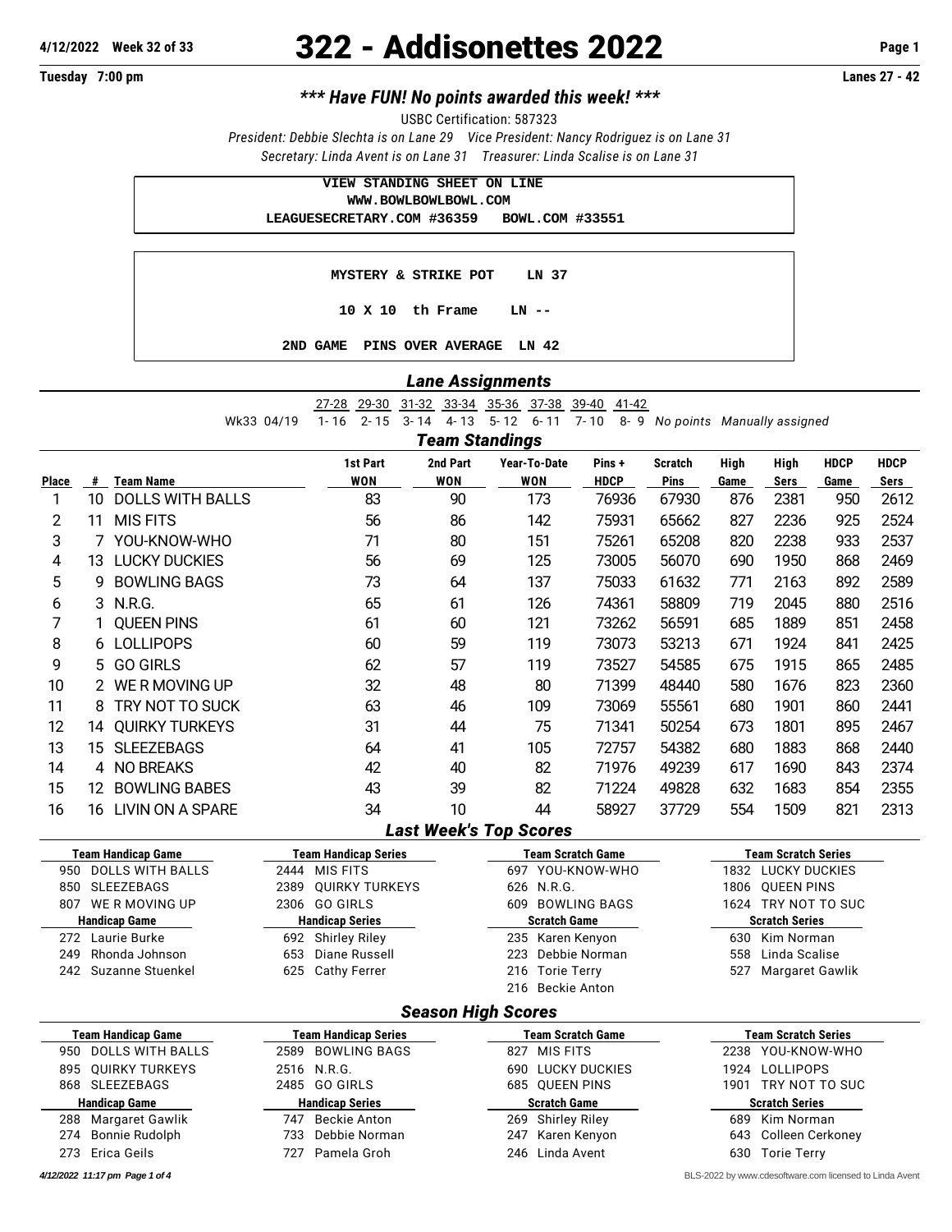4/12/2022 Week 32 of 33

# 322 - Addisonettes 2022

Tuesday 7:00 pm — Lanes 27 - 42

***\*\*\* Have FUN! No points awarded this week! \*\*\****

USBC Certification: 587323

*President: Debbie Slechta is on Lane 29 Vice President: Nancy Rodriguez is on Lane 31*

*Secretary: Linda Avent is on Lane 31 Treasurer: Linda Scalise is on Lane 31*

```
VIEW STANDING SHEET ON LINE
WWW.BOWLBOWLBOWL.COM
LEAGUESECRETARY.COM #36359   BOWL.COM #33551
```

```
MYSTERY & STRIKE POT    LN 37

10 X 10  th Frame    LN --

2ND GAME  PINS OVER AVERAGE  LN 42
```

## Lane Assignments

| | 27-28 | 29-30 | 31-32 | 33-34 | 35-36 | 37-38 | 39-40 | 41-42 | |
|---|---|---|---|---|---|---|---|---|---|
| Wk33 04/19 | 1-16 | 2-15 | 3-14 | 4-13 | 5-12 | 6-11 | 7-10 | 8-9 | *No points Manually assigned* |

## Team Standings

| Place | # | Team Name | 1st Part WON | 2nd Part WON | Year-To-Date WON | Pins + HDCP | Scratch Pins | High Game | High Sers | HDCP Game | HDCP Sers |
|---|---|---|---|---|---|---|---|---|---|---|---|
| 1 | 10 | DOLLS WITH BALLS | 83 | 90 | 173 | 76936 | 67930 | 876 | 2381 | 950 | 2612 |
| 2 | 11 | MIS FITS | 56 | 86 | 142 | 75931 | 65662 | 827 | 2236 | 925 | 2524 |
| 3 | 7 | YOU-KNOW-WHO | 71 | 80 | 151 | 75261 | 65208 | 820 | 2238 | 933 | 2537 |
| 4 | 13 | LUCKY DUCKIES | 56 | 69 | 125 | 73005 | 56070 | 690 | 1950 | 868 | 2469 |
| 5 | 9 | BOWLING BAGS | 73 | 64 | 137 | 75033 | 61632 | 771 | 2163 | 892 | 2589 |
| 6 | 3 | N.R.G. | 65 | 61 | 126 | 74361 | 58809 | 719 | 2045 | 880 | 2516 |
| 7 | 1 | QUEEN PINS | 61 | 60 | 121 | 73262 | 56591 | 685 | 1889 | 851 | 2458 |
| 8 | 6 | LOLLIPOPS | 60 | 59 | 119 | 73073 | 53213 | 671 | 1924 | 841 | 2425 |
| 9 | 5 | GO GIRLS | 62 | 57 | 119 | 73527 | 54585 | 675 | 1915 | 865 | 2485 |
| 10 | 2 | WE R MOVING UP | 32 | 48 | 80 | 71399 | 48440 | 580 | 1676 | 823 | 2360 |
| 11 | 8 | TRY NOT TO SUCK | 63 | 46 | 109 | 73069 | 55561 | 680 | 1901 | 860 | 2441 |
| 12 | 14 | QUIRKY TURKEYS | 31 | 44 | 75 | 71341 | 50254 | 673 | 1801 | 895 | 2467 |
| 13 | 15 | SLEEZEBAGS | 64 | 41 | 105 | 72757 | 54382 | 680 | 1883 | 868 | 2440 |
| 14 | 4 | NO BREAKS | 42 | 40 | 82 | 71976 | 49239 | 617 | 1690 | 843 | 2374 |
| 15 | 12 | BOWLING BABES | 43 | 39 | 82 | 71224 | 49828 | 632 | 1683 | 854 | 2355 |
| 16 | 16 | LIVIN ON A SPARE | 34 | 10 | 44 | 58927 | 37729 | 554 | 1509 | 821 | 2313 |

## Last Week's Top Scores

| Team Handicap Game | Team Handicap Series | Team Scratch Game | Team Scratch Series |
|---|---|---|---|
| 950 DOLLS WITH BALLS | 2444 MIS FITS | 697 YOU-KNOW-WHO | 1832 LUCKY DUCKIES |
| 850 SLEEZEBAGS | 2389 QUIRKY TURKEYS | 626 N.R.G. | 1806 QUEEN PINS |
| 807 WE R MOVING UP | 2306 GO GIRLS | 609 BOWLING BAGS | 1624 TRY NOT TO SUC |
| **Handicap Game** | **Handicap Series** | **Scratch Game** | **Scratch Series** |
| 272 Laurie Burke | 692 Shirley Riley | 235 Karen Kenyon | 630 Kim Norman |
| 249 Rhonda Johnson | 653 Diane Russell | 223 Debbie Norman | 558 Linda Scalise |
| 242 Suzanne Stuenkel | 625 Cathy Ferrer | 216 Torie Terry | 527 Margaret Gawlik |
| | | 216 Beckie Anton | |

## Season High Scores

| Team Handicap Game | Team Handicap Series | Team Scratch Game | Team Scratch Series |
|---|---|---|---|
| 950 DOLLS WITH BALLS | 2589 BOWLING BAGS | 827 MIS FITS | 2238 YOU-KNOW-WHO |
| 895 QUIRKY TURKEYS | 2516 N.R.G. | 690 LUCKY DUCKIES | 1924 LOLLIPOPS |
| 868 SLEEZEBAGS | 2485 GO GIRLS | 685 QUEEN PINS | 1901 TRY NOT TO SUC |
| **Handicap Game** | **Handicap Series** | **Scratch Game** | **Scratch Series** |
| 288 Margaret Gawlik | 747 Beckie Anton | 269 Shirley Riley | 689 Kim Norman |
| 274 Bonnie Rudolph | 733 Debbie Norman | 247 Karen Kenyon | 643 Colleen Cerkoney |
| 273 Erica Geils | 727 Pamela Groh | 246 Linda Avent | 630 Torie Terry |

*4/12/2022 11:17 pm*

BLS-2022 by www.cdesoftware.com licensed to Linda Avent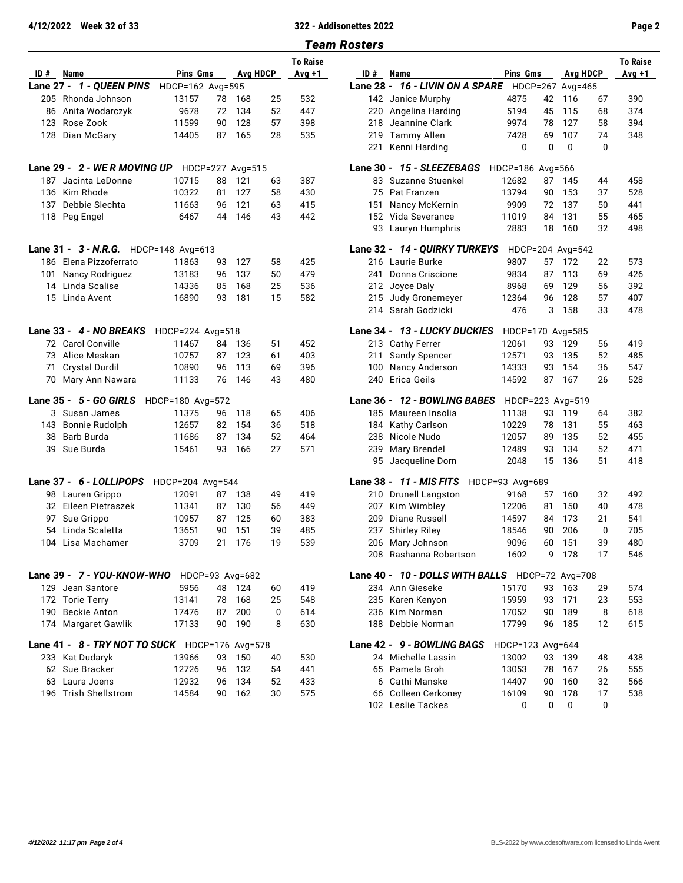## Team Rosters

### Lane 27 - *1 - QUEEN PINS* HDCP=162 Avg=595

| ID # | Name | Pins | Gms | Avg | HDCP | To Raise Avg +1 |
|---|---|---|---|---|---|---|
| 205 | Rhonda Johnson | 13157 | 78 | 168 | 25 | 532 |
| 86 | Anita Wodarczyk | 9678 | 72 | 134 | 52 | 447 |
| 123 | Rose Zook | 11599 | 90 | 128 | 57 | 398 |
| 128 | Dian McGary | 14405 | 87 | 165 | 28 | 535 |

### Lane 29 - *2 - WE R MOVING UP* HDCP=227 Avg=515

| ID # | Name | Pins | Gms | Avg | HDCP | To Raise Avg +1 |
|---|---|---|---|---|---|---|
| 187 | Jacinta LeDonne | 10715 | 88 | 121 | 63 | 387 |
| 136 | Kim Rhode | 10322 | 81 | 127 | 58 | 430 |
| 137 | Debbie Slechta | 11663 | 96 | 121 | 63 | 415 |
| 118 | Peg Engel | 6467 | 44 | 146 | 43 | 442 |

### Lane 31 - *3 - N.R.G.* HDCP=148 Avg=613

| ID # | Name | Pins | Gms | Avg | HDCP | To Raise Avg +1 |
|---|---|---|---|---|---|---|
| 186 | Elena Pizzoferrato | 11863 | 93 | 127 | 58 | 425 |
| 101 | Nancy Rodriguez | 13183 | 96 | 137 | 50 | 479 |
| 14 | Linda Scalise | 14336 | 85 | 168 | 25 | 536 |
| 15 | Linda Avent | 16890 | 93 | 181 | 15 | 582 |

### Lane 33 - *4 - NO BREAKS* HDCP=224 Avg=518

| ID # | Name | Pins | Gms | Avg | HDCP | To Raise Avg +1 |
|---|---|---|---|---|---|---|
| 72 | Carol Conville | 11467 | 84 | 136 | 51 | 452 |
| 73 | Alice Meskan | 10757 | 87 | 123 | 61 | 403 |
| 71 | Crystal Durdil | 10890 | 96 | 113 | 69 | 396 |
| 70 | Mary Ann Nawara | 11133 | 76 | 146 | 43 | 480 |

### Lane 35 - *5 - GO GIRLS* HDCP=180 Avg=572

| ID # | Name | Pins | Gms | Avg | HDCP | To Raise Avg +1 |
|---|---|---|---|---|---|---|
| 3 | Susan James | 11375 | 96 | 118 | 65 | 406 |
| 143 | Bonnie Rudolph | 12657 | 82 | 154 | 36 | 518 |
| 38 | Barb Burda | 11686 | 87 | 134 | 52 | 464 |
| 39 | Sue Burda | 15461 | 93 | 166 | 27 | 571 |

### Lane 37 - *6 - LOLLIPOPS* HDCP=204 Avg=544

| ID # | Name | Pins | Gms | Avg | HDCP | To Raise Avg +1 |
|---|---|---|---|---|---|---|
| 98 | Lauren Grippo | 12091 | 87 | 138 | 49 | 419 |
| 32 | Eileen Pietraszek | 11341 | 87 | 130 | 56 | 449 |
| 97 | Sue Grippo | 10957 | 87 | 125 | 60 | 383 |
| 54 | Linda Scaletta | 13651 | 90 | 151 | 39 | 485 |
| 104 | Lisa Machamer | 3709 | 21 | 176 | 19 | 539 |

### Lane 39 - *7 - YOU-KNOW-WHO* HDCP=93 Avg=682

| ID # | Name | Pins | Gms | Avg | HDCP | To Raise Avg +1 |
|---|---|---|---|---|---|---|
| 129 | Jean Santore | 5956 | 48 | 124 | 60 | 419 |
| 172 | Torie Terry | 13141 | 78 | 168 | 25 | 548 |
| 190 | Beckie Anton | 17476 | 87 | 200 | 0 | 614 |
| 174 | Margaret Gawlik | 17133 | 90 | 190 | 8 | 630 |

### Lane 41 - *8 - TRY NOT TO SUCK* HDCP=176 Avg=578

| ID # | Name | Pins | Gms | Avg | HDCP | To Raise Avg +1 |
|---|---|---|---|---|---|---|
| 233 | Kat Dudaryk | 13966 | 93 | 150 | 40 | 530 |
| 62 | Sue Bracker | 12726 | 96 | 132 | 54 | 441 |
| 63 | Laura Joens | 12932 | 96 | 134 | 52 | 433 |
| 196 | Trish Shellstrom | 14584 | 90 | 162 | 30 | 575 |

### Lane 28 - *16 - LIVIN ON A SPARE* HDCP=267 Avg=465

| ID # | Name | Pins | Gms | Avg | HDCP | To Raise Avg +1 |
|---|---|---|---|---|---|---|
| 142 | Janice Murphy | 4875 | 42 | 116 | 67 | 390 |
| 220 | Angelina Harding | 5194 | 45 | 115 | 68 | 374 |
| 218 | Jeannine Clark | 9974 | 78 | 127 | 58 | 394 |
| 219 | Tammy Allen | 7428 | 69 | 107 | 74 | 348 |
| 221 | Kenni Harding | 0 | 0 | 0 | 0 | |

### Lane 30 - *15 - SLEEZEBAGS* HDCP=186 Avg=566

| ID # | Name | Pins | Gms | Avg | HDCP | To Raise Avg +1 |
|---|---|---|---|---|---|---|
| 83 | Suzanne Stuenkel | 12682 | 87 | 145 | 44 | 458 |
| 75 | Pat Franzen | 13794 | 90 | 153 | 37 | 528 |
| 151 | Nancy McKernin | 9909 | 72 | 137 | 50 | 441 |
| 152 | Vida Severance | 11019 | 84 | 131 | 55 | 465 |
| 93 | Lauryn Humphris | 2883 | 18 | 160 | 32 | 498 |

### Lane 32 - *14 - QUIRKY TURKEYS* HDCP=204 Avg=542

| ID # | Name | Pins | Gms | Avg | HDCP | To Raise Avg +1 |
|---|---|---|---|---|---|---|
| 216 | Laurie Burke | 9807 | 57 | 172 | 22 | 573 |
| 241 | Donna Criscione | 9834 | 87 | 113 | 69 | 426 |
| 212 | Joyce Daly | 8968 | 69 | 129 | 56 | 392 |
| 215 | Judy Gronemeyer | 12364 | 96 | 128 | 57 | 407 |
| 214 | Sarah Godzicki | 476 | 3 | 158 | 33 | 478 |

### Lane 34 - *13 - LUCKY DUCKIES* HDCP=170 Avg=585

| ID # | Name | Pins | Gms | Avg | HDCP | To Raise Avg +1 |
|---|---|---|---|---|---|---|
| 213 | Cathy Ferrer | 12061 | 93 | 129 | 56 | 419 |
| 211 | Sandy Spencer | 12571 | 93 | 135 | 52 | 485 |
| 100 | Nancy Anderson | 14333 | 93 | 154 | 36 | 547 |
| 240 | Erica Geils | 14592 | 87 | 167 | 26 | 528 |

### Lane 36 - *12 - BOWLING BABES* HDCP=223 Avg=519

| ID # | Name | Pins | Gms | Avg | HDCP | To Raise Avg +1 |
|---|---|---|---|---|---|---|
| 185 | Maureen Insolia | 11138 | 93 | 119 | 64 | 382 |
| 184 | Kathy Carlson | 10229 | 78 | 131 | 55 | 463 |
| 238 | Nicole Nudo | 12057 | 89 | 135 | 52 | 455 |
| 239 | Mary Brendel | 12489 | 93 | 134 | 52 | 471 |
| 95 | Jacqueline Dorn | 2048 | 15 | 136 | 51 | 418 |

### Lane 38 - *11 - MIS FITS* HDCP=93 Avg=689

| ID # | Name | Pins | Gms | Avg | HDCP | To Raise Avg +1 |
|---|---|---|---|---|---|---|
| 210 | Drunell Langston | 9168 | 57 | 160 | 32 | 492 |
| 207 | Kim Wimbley | 12206 | 81 | 150 | 40 | 478 |
| 209 | Diane Russell | 14597 | 84 | 173 | 21 | 541 |
| 237 | Shirley Riley | 18546 | 90 | 206 | 0 | 705 |
| 206 | Mary Johnson | 9096 | 60 | 151 | 39 | 480 |
| 208 | Rashanna Robertson | 1602 | 9 | 178 | 17 | 546 |

### Lane 40 - *10 - DOLLS WITH BALLS* HDCP=72 Avg=708

| ID # | Name | Pins | Gms | Avg | HDCP | To Raise Avg +1 |
|---|---|---|---|---|---|---|
| 234 | Ann Gieseke | 15170 | 93 | 163 | 29 | 574 |
| 235 | Karen Kenyon | 15959 | 93 | 171 | 23 | 553 |
| 236 | Kim Norman | 17052 | 90 | 189 | 8 | 618 |
| 188 | Debbie Norman | 17799 | 96 | 185 | 12 | 615 |

### Lane 42 - *9 - BOWLING BAGS* HDCP=123 Avg=644

| ID # | Name | Pins | Gms | Avg | HDCP | To Raise Avg +1 |
|---|---|---|---|---|---|---|
| 24 | Michelle Lassin | 13002 | 93 | 139 | 48 | 438 |
| 65 | Pamela Groh | 13053 | 78 | 167 | 26 | 555 |
| 6 | Cathi Manske | 14407 | 90 | 160 | 32 | 566 |
| 66 | Colleen Cerkoney | 16109 | 90 | 178 | 17 | 538 |
| 102 | Leslie Tackes | 0 | 0 | 0 | 0 | |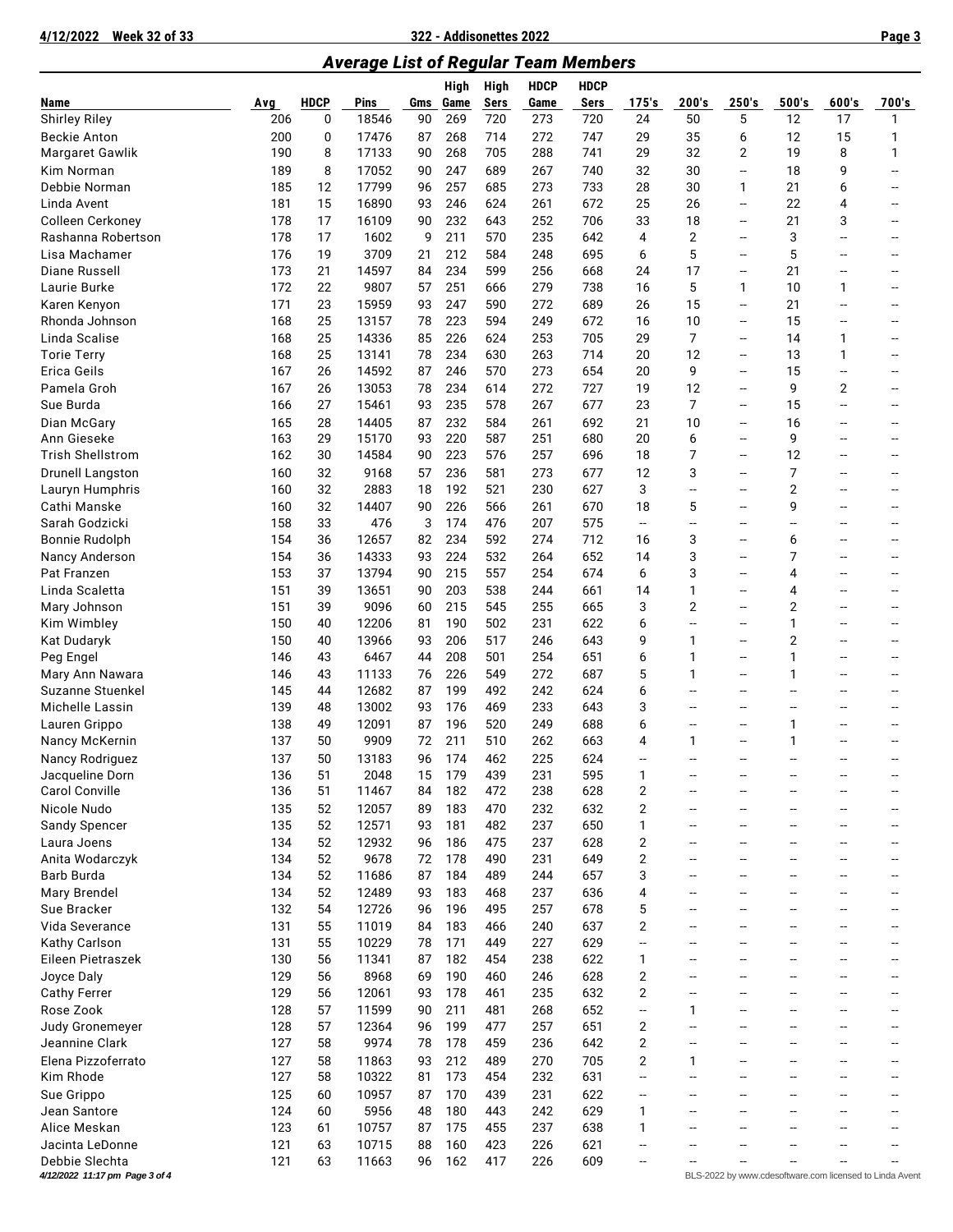## Average List of Regular Team Members

| Name | Avg | HDCP | Pins | Gms | High Game | High Sers | HDCP Game | HDCP Sers | 175's | 200's | 250's | 500's | 600's | 700's |
|---|---|---|---|---|---|---|---|---|---|---|---|---|---|---|
| Shirley Riley | 206 | 0 | 18546 | 90 | 269 | 720 | 273 | 720 | 24 | 50 | 5 | 12 | 17 | 1 |
| Beckie Anton | 200 | 0 | 17476 | 87 | 268 | 714 | 272 | 747 | 29 | 35 | 6 | 12 | 15 | 1 |
| Margaret Gawlik | 190 | 8 | 17133 | 90 | 268 | 705 | 288 | 741 | 29 | 32 | 2 | 19 | 8 | 1 |
| Kim Norman | 189 | 8 | 17052 | 90 | 247 | 689 | 267 | 740 | 32 | 30 | -- | 18 | 9 | -- |
| Debbie Norman | 185 | 12 | 17799 | 96 | 257 | 685 | 273 | 733 | 28 | 30 | 1 | 21 | 6 | -- |
| Linda Avent | 181 | 15 | 16890 | 93 | 246 | 624 | 261 | 672 | 25 | 26 | -- | 22 | 4 | -- |
| Colleen Cerkoney | 178 | 17 | 16109 | 90 | 232 | 643 | 252 | 706 | 33 | 18 | -- | 21 | 3 | -- |
| Rashanna Robertson | 178 | 17 | 1602 | 9 | 211 | 570 | 235 | 642 | 4 | 2 | -- | 3 | -- | -- |
| Lisa Machamer | 176 | 19 | 3709 | 21 | 212 | 584 | 248 | 695 | 6 | 5 | -- | 5 | -- | -- |
| Diane Russell | 173 | 21 | 14597 | 84 | 234 | 599 | 256 | 668 | 24 | 17 | -- | 21 | -- | -- |
| Laurie Burke | 172 | 22 | 9807 | 57 | 251 | 666 | 279 | 738 | 16 | 5 | 1 | 10 | 1 | -- |
| Karen Kenyon | 171 | 23 | 15959 | 93 | 247 | 590 | 272 | 689 | 26 | 15 | -- | 21 | -- | -- |
| Rhonda Johnson | 168 | 25 | 13157 | 78 | 223 | 594 | 249 | 672 | 16 | 10 | -- | 15 | -- | -- |
| Linda Scalise | 168 | 25 | 14336 | 85 | 226 | 624 | 253 | 705 | 29 | 7 | -- | 14 | 1 | -- |
| Torie Terry | 168 | 25 | 13141 | 78 | 234 | 630 | 263 | 714 | 20 | 12 | -- | 13 | 1 | -- |
| Erica Geils | 167 | 26 | 14592 | 87 | 246 | 570 | 273 | 654 | 20 | 9 | -- | 15 | -- | -- |
| Pamela Groh | 167 | 26 | 13053 | 78 | 234 | 614 | 272 | 727 | 19 | 12 | -- | 9 | 2 | -- |
| Sue Burda | 166 | 27 | 15461 | 93 | 235 | 578 | 267 | 677 | 23 | 7 | -- | 15 | -- | -- |
| Dian McGary | 165 | 28 | 14405 | 87 | 232 | 584 | 261 | 692 | 21 | 10 | -- | 16 | -- | -- |
| Ann Gieseke | 163 | 29 | 15170 | 93 | 220 | 587 | 251 | 680 | 20 | 6 | -- | 9 | -- | -- |
| Trish Shellstrom | 162 | 30 | 14584 | 90 | 223 | 576 | 257 | 696 | 18 | 7 | -- | 12 | -- | -- |
| Drunell Langston | 160 | 32 | 9168 | 57 | 236 | 581 | 273 | 677 | 12 | 3 | -- | 7 | -- | -- |
| Lauryn Humphris | 160 | 32 | 2883 | 18 | 192 | 521 | 230 | 627 | 3 | -- | -- | 2 | -- | -- |
| Cathi Manske | 160 | 32 | 14407 | 90 | 226 | 566 | 261 | 670 | 18 | 5 | -- | 9 | -- | -- |
| Sarah Godzicki | 158 | 33 | 476 | 3 | 174 | 476 | 207 | 575 | -- | -- | -- | -- | -- | -- |
| Bonnie Rudolph | 154 | 36 | 12657 | 82 | 234 | 592 | 274 | 712 | 16 | 3 | -- | 6 | -- | -- |
| Nancy Anderson | 154 | 36 | 14333 | 93 | 224 | 532 | 264 | 652 | 14 | 3 | -- | 7 | -- | -- |
| Pat Franzen | 153 | 37 | 13794 | 90 | 215 | 557 | 254 | 674 | 6 | 3 | -- | 4 | -- | -- |
| Linda Scaletta | 151 | 39 | 13651 | 90 | 203 | 538 | 244 | 661 | 14 | 1 | -- | 4 | -- | -- |
| Mary Johnson | 151 | 39 | 9096 | 60 | 215 | 545 | 255 | 665 | 3 | 2 | -- | 2 | -- | -- |
| Kim Wimbley | 150 | 40 | 12206 | 81 | 190 | 502 | 231 | 622 | 6 | -- | -- | 1 | -- | -- |
| Kat Dudaryk | 150 | 40 | 13966 | 93 | 206 | 517 | 246 | 643 | 9 | 1 | -- | 2 | -- | -- |
| Peg Engel | 146 | 43 | 6467 | 44 | 208 | 501 | 254 | 651 | 6 | 1 | -- | 1 | -- | -- |
| Mary Ann Nawara | 146 | 43 | 11133 | 76 | 226 | 549 | 272 | 687 | 5 | 1 | -- | 1 | -- | -- |
| Suzanne Stuenkel | 145 | 44 | 12682 | 87 | 199 | 492 | 242 | 624 | 6 | -- | -- | -- | -- | -- |
| Michelle Lassin | 139 | 48 | 13002 | 93 | 176 | 469 | 233 | 643 | 3 | -- | -- | -- | -- | -- |
| Lauren Grippo | 138 | 49 | 12091 | 87 | 196 | 520 | 249 | 688 | 6 | -- | -- | 1 | -- | -- |
| Nancy McKernin | 137 | 50 | 9909 | 72 | 211 | 510 | 262 | 663 | 4 | 1 | -- | 1 | -- | -- |
| Nancy Rodriguez | 137 | 50 | 13183 | 96 | 174 | 462 | 225 | 624 | -- | -- | -- | -- | -- | -- |
| Jacqueline Dorn | 136 | 51 | 2048 | 15 | 179 | 439 | 231 | 595 | 1 | -- | -- | -- | -- | -- |
| Carol Conville | 136 | 51 | 11467 | 84 | 182 | 472 | 238 | 628 | 2 | -- | -- | -- | -- | -- |
| Nicole Nudo | 135 | 52 | 12057 | 89 | 183 | 470 | 232 | 632 | 2 | -- | -- | -- | -- | -- |
| Sandy Spencer | 135 | 52 | 12571 | 93 | 181 | 482 | 237 | 650 | 1 | -- | -- | -- | -- | -- |
| Laura Joens | 134 | 52 | 12932 | 96 | 186 | 475 | 237 | 628 | 2 | -- | -- | -- | -- | -- |
| Anita Wodarczyk | 134 | 52 | 9678 | 72 | 178 | 490 | 231 | 649 | 2 | -- | -- | -- | -- | -- |
| Barb Burda | 134 | 52 | 11686 | 87 | 184 | 489 | 244 | 657 | 3 | -- | -- | -- | -- | -- |
| Mary Brendel | 134 | 52 | 12489 | 93 | 183 | 468 | 237 | 636 | 4 | -- | -- | -- | -- | -- |
| Sue Bracker | 132 | 54 | 12726 | 96 | 196 | 495 | 257 | 678 | 5 | -- | -- | -- | -- | -- |
| Vida Severance | 131 | 55 | 11019 | 84 | 183 | 466 | 240 | 637 | 2 | -- | -- | -- | -- | -- |
| Kathy Carlson | 131 | 55 | 10229 | 78 | 171 | 449 | 227 | 629 | -- | -- | -- | -- | -- | -- |
| Eileen Pietraszek | 130 | 56 | 11341 | 87 | 182 | 454 | 238 | 622 | 1 | -- | -- | -- | -- | -- |
| Joyce Daly | 129 | 56 | 8968 | 69 | 190 | 460 | 246 | 628 | 2 | -- | -- | -- | -- | -- |
| Cathy Ferrer | 129 | 56 | 12061 | 93 | 178 | 461 | 235 | 632 | 2 | -- | -- | -- | -- | -- |
| Rose Zook | 128 | 57 | 11599 | 90 | 211 | 481 | 268 | 652 | -- | 1 | -- | -- | -- | -- |
| Judy Gronemeyer | 128 | 57 | 12364 | 96 | 199 | 477 | 257 | 651 | 2 | -- | -- | -- | -- | -- |
| Jeannine Clark | 127 | 58 | 9974 | 78 | 178 | 459 | 236 | 642 | 2 | -- | -- | -- | -- | -- |
| Elena Pizzoferrato | 127 | 58 | 11863 | 93 | 212 | 489 | 270 | 705 | 2 | 1 | -- | -- | -- | -- |
| Kim Rhode | 127 | 58 | 10322 | 81 | 173 | 454 | 232 | 631 | -- | -- | -- | -- | -- | -- |
| Sue Grippo | 125 | 60 | 10957 | 87 | 170 | 439 | 231 | 622 | -- | -- | -- | -- | -- | -- |
| Jean Santore | 124 | 60 | 5956 | 48 | 180 | 443 | 242 | 629 | 1 | -- | -- | -- | -- | -- |
| Alice Meskan | 123 | 61 | 10757 | 87 | 175 | 455 | 237 | 638 | 1 | -- | -- | -- | -- | -- |
| Jacinta LeDonne | 121 | 63 | 10715 | 88 | 160 | 423 | 226 | 621 | -- | -- | -- | -- | -- | -- |
| Debbie Slechta | 121 | 63 | 11663 | 96 | 162 | 417 | 226 | 609 | -- | -- | -- | -- | -- | -- |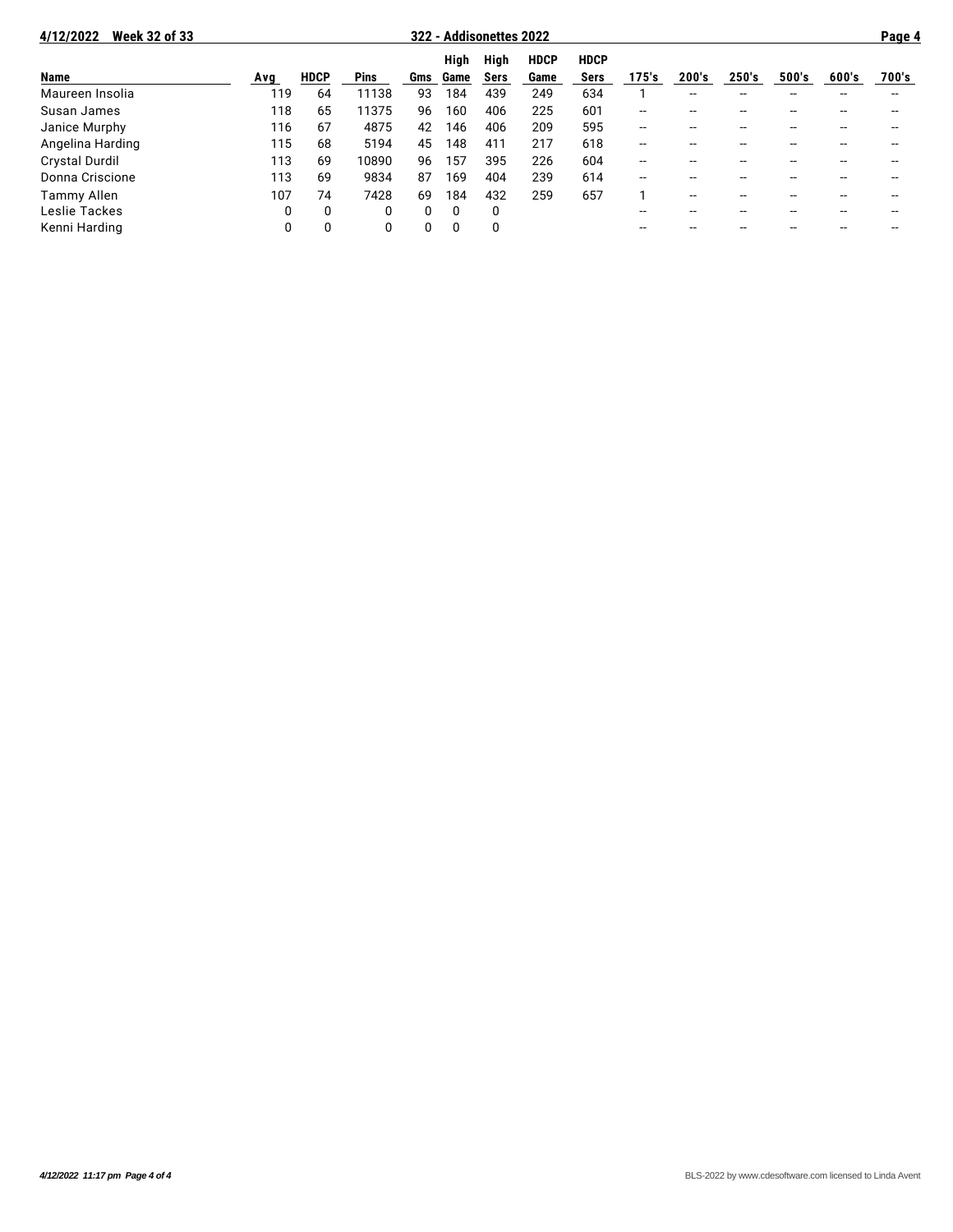| Name | Avg | HDCP | Pins | Gms | High Game | High Sers | HDCP Game | HDCP Sers | 175's | 200's | 250's | 500's | 600's | 700's |
|---|---|---|---|---|---|---|---|---|---|---|---|---|---|---|
| Maureen Insolia | 119 | 64 | 11138 | 93 | 184 | 439 | 249 | 634 | 1 | -- | -- | -- | -- | -- |
| Susan James | 118 | 65 | 11375 | 96 | 160 | 406 | 225 | 601 | -- | -- | -- | -- | -- | -- |
| Janice Murphy | 116 | 67 | 4875 | 42 | 146 | 406 | 209 | 595 | -- | -- | -- | -- | -- | -- |
| Angelina Harding | 115 | 68 | 5194 | 45 | 148 | 411 | 217 | 618 | -- | -- | -- | -- | -- | -- |
| Crystal Durdil | 113 | 69 | 10890 | 96 | 157 | 395 | 226 | 604 | -- | -- | -- | -- | -- | -- |
| Donna Criscione | 113 | 69 | 9834 | 87 | 169 | 404 | 239 | 614 | -- | -- | -- | -- | -- | -- |
| Tammy Allen | 107 | 74 | 7428 | 69 | 184 | 432 | 259 | 657 | 1 | -- | -- | -- | -- | -- |
| Leslie Tackes | 0 | 0 | 0 | 0 | 0 | 0 | | | -- | -- | -- | -- | -- | -- |
| Kenni Harding | 0 | 0 | 0 | 0 | 0 | 0 | | | -- | -- | -- | -- | -- | -- |